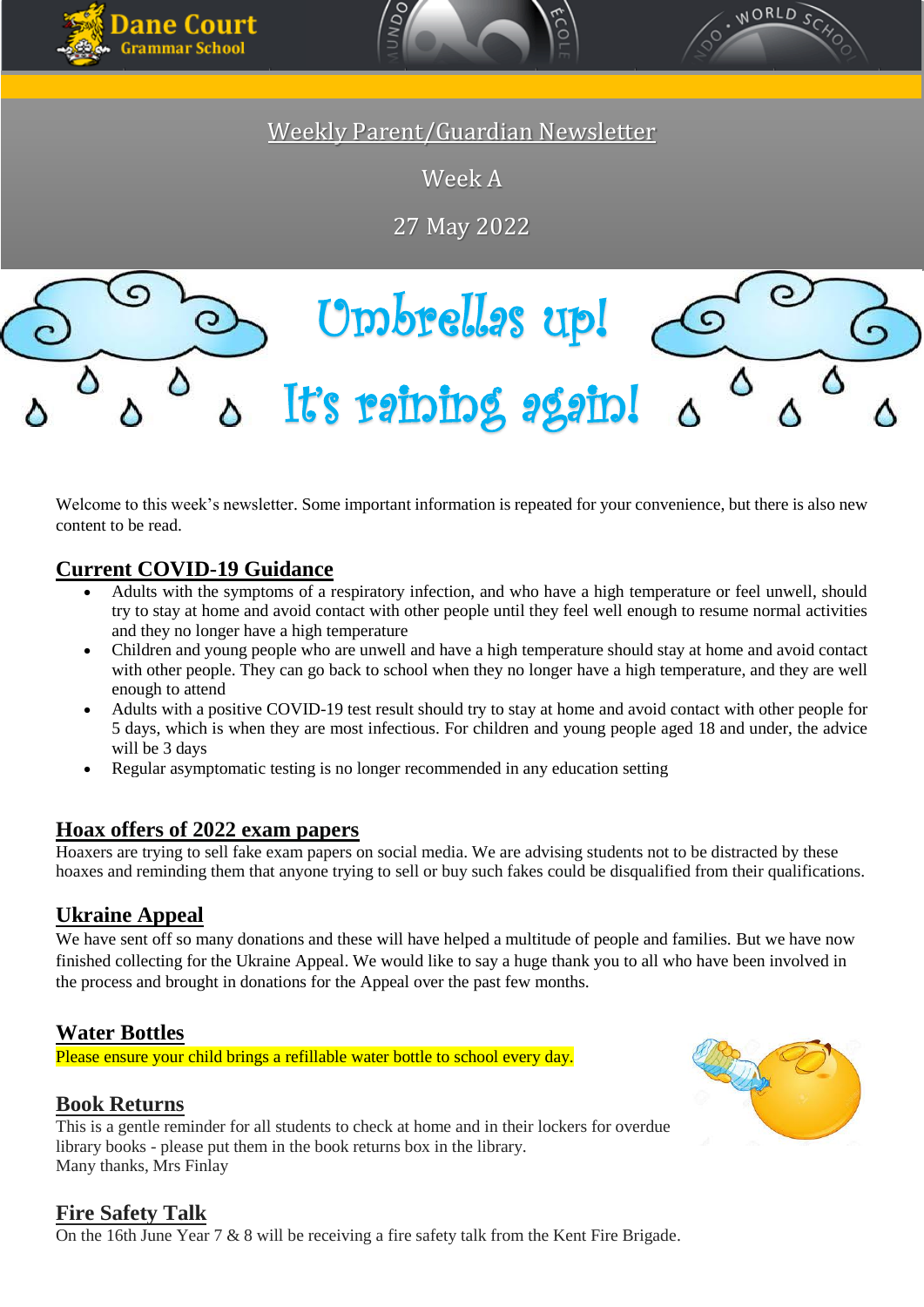Dane Court Grammar School

# Weekly Parent/Guardian Newsletter

Week A

27 May 2022

Umbrellas up!

It's raining again!

Welcome to this week's newsletter. Some important information is repeated for your convenience, but there is also new content to be read.

## Current COVID-19 Guidance

- Adults with the symptoms of a respiratory infection, and who have a high temperature or feel unwell, should try to stay at home and avoid contact with other people until they feel well enough to resume normal activities and they no longer have a high temperature
- Children and young people who are unwell and have a high temperature should stay at home and avoid contact with other people. They can go back to school when they no longer have a high temperature, and they are well enough to attend
- Adults with a positive COVID-19 test result should try to stay at home and avoid contact with other people for 5 days, which is when they are most infectious. For children and young people aged 18 and under, the advice will be 3 days
- Regular asymptomatic testing is no longer recommended in any education setting

## Hoax offers of 2022 exam papers

Hoaxers are trying to sell fake exam papers on social media. We are advising students not to be distracted by these hoaxes and reminding them that anyone trying to sell or buy such fakes could be disqualified from their qualifications.

## Ukraine Appeal

We have sent off so many donations and these will have helped a multitude of people and families. But we have now finished collecting for the Ukraine Appeal. We would like to say a huge thank you to all who have been involved in the process and brought in donations for the Appeal over the past few months.

## Water Bottles

Please ensure your child brings a refillable water bottle to school every day.

## Book Returns

This is a gentle reminder for all students to check at home and in their lockers for overdue library books - please put them in the book returns box in the library.
Many thanks, Mrs Finlay

## Fire Safety Talk

On the 16th June Year 7 & 8 will be receiving a fire safety talk from the Kent Fire Brigade.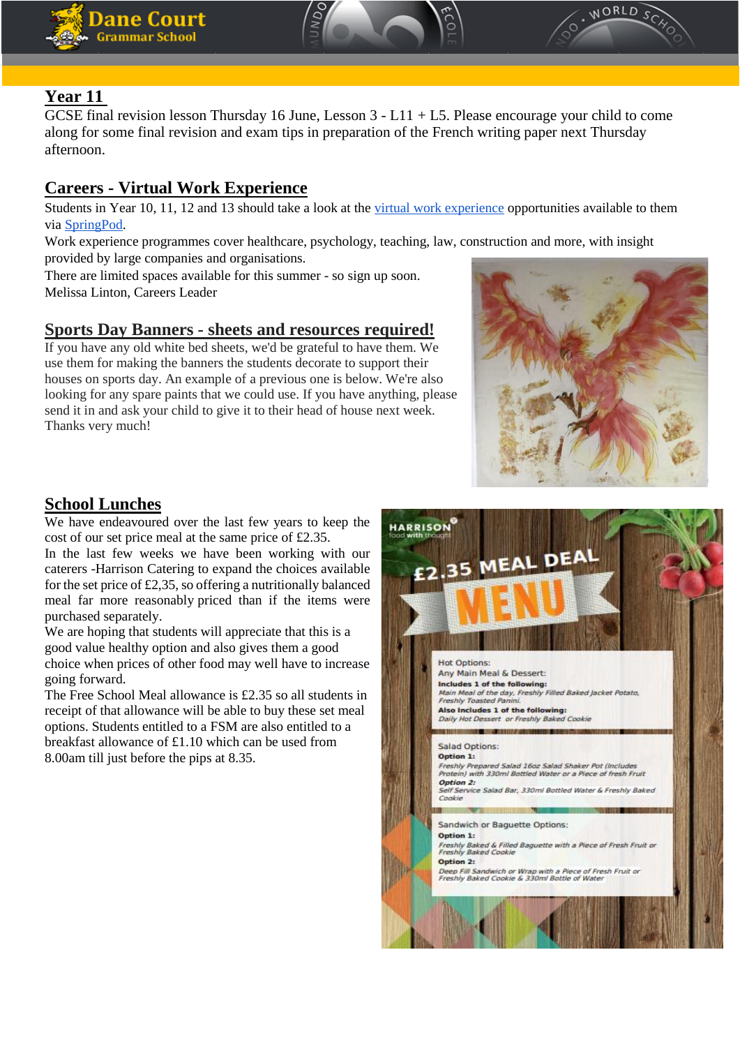## Year 11

GCSE final revision lesson Thursday 16 June, Lesson 3 - L11 + L5. Please encourage your child to come along for some final revision and exam tips in preparation of the French writing paper next Thursday afternoon.

## Careers - Virtual Work Experience

Students in Year 10, 11, 12 and 13 should take a look at the virtual work experience opportunities available to them via SpringPod.

Work experience programmes cover healthcare, psychology, teaching, law, construction and more, with insight provided by large companies and organisations.

There are limited spaces available for this summer - so sign up soon.

Melissa Linton, Careers Leader

## Sports Day Banners - sheets and resources required!

If you have any old white bed sheets, we'd be grateful to have them. We use them for making the banners the students decorate to support their houses on sports day. An example of a previous one is below. We're also looking for any spare paints that we could use. If you have anything, please send it in and ask your child to give it to their head of house next week. Thanks very much!

## School Lunches

We have endeavoured over the last few years to keep the cost of our set price meal at the same price of £2.35.

In the last few weeks we have been working with our caterers -Harrison Catering to expand the choices available for the set price of £2,35, so offering a nutritionally balanced meal far more reasonably priced than if the items were purchased separately.

We are hoping that students will appreciate that this is a good value healthy option and also gives them a good choice when prices of other food may well have to increase going forward.

The Free School Meal allowance is £2.35 so all students in receipt of that allowance will be able to buy these set meal options. Students entitled to a FSM are also entitled to a breakfast allowance of £1.10 which can be used from 8.00am till just before the pips at 8.35.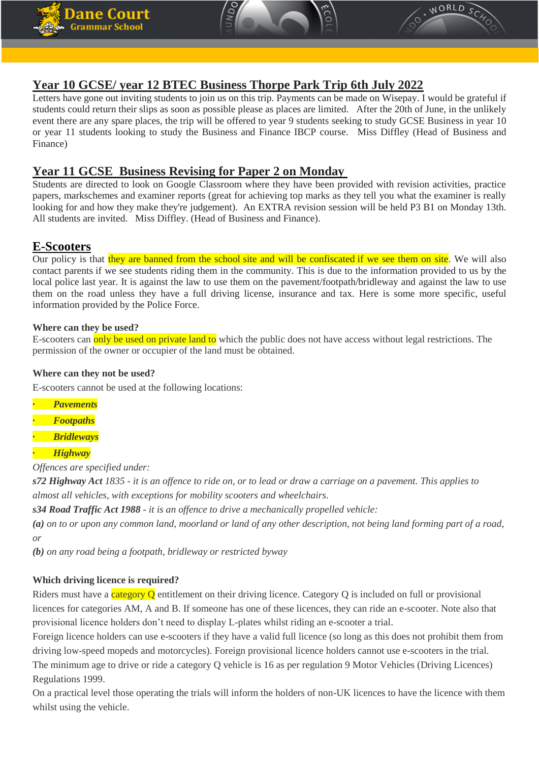## Year 10 GCSE/ year 12 BTEC Business Thorpe Park Trip 6th July 2022

Letters have gone out inviting students to join us on this trip. Payments can be made on Wisepay. I would be grateful if students could return their slips as soon as possible please as places are limited. After the 20th of June, in the unlikely event there are any spare places, the trip will be offered to year 9 students seeking to study GCSE Business in year 10 or year 11 students looking to study the Business and Finance IBCP course. Miss Diffley (Head of Business and Finance)

## Year 11 GCSE Business Revising for Paper 2 on Monday

Students are directed to look on Google Classroom where they have been provided with revision activities, practice papers, markschemes and examiner reports (great for achieving top marks as they tell you what the examiner is really looking for and how they make they're judgement). An EXTRA revision session will be held P3 B1 on Monday 13th. All students are invited. Miss Diffley. (Head of Business and Finance).

## E-Scooters

Our policy is that they are banned from the school site and will be confiscated if we see them on site. We will also contact parents if we see students riding them in the community. This is due to the information provided to us by the local police last year. It is against the law to use them on the pavement/footpath/bridleway and against the law to use them on the road unless they have a full driving license, insurance and tax. Here is some more specific, useful information provided by the Police Force.

**Where can they be used?**

E-scooters can only be used on private land to which the public does not have access without legal restrictions. The permission of the owner or occupier of the land must be obtained.

**Where can they not be used?**

E-scooters cannot be used at the following locations:

- ***Pavements***
- ***Footpaths***
- ***Bridleways***
- ***Highway***

*Offences are specified under:*

***s72 Highway Act** 1835 - it is an offence to ride on, or to lead or draw a carriage on a pavement. This applies to almost all vehicles, with exceptions for mobility scooters and wheelchairs.*

***s34 Road Traffic Act 1988** - it is an offence to drive a mechanically propelled vehicle:*

***(a)** on to or upon any common land, moorland or land of any other description, not being land forming part of a road, or*

***(b)** on any road being a footpath, bridleway or restricted byway*

**Which driving licence is required?**

Riders must have a category Q entitlement on their driving licence. Category Q is included on full or provisional licences for categories AM, A and B. If someone has one of these licences, they can ride an e-scooter. Note also that provisional licence holders don't need to display L-plates whilst riding an e-scooter a trial.

Foreign licence holders can use e-scooters if they have a valid full licence (so long as this does not prohibit them from driving low-speed mopeds and motorcycles). Foreign provisional licence holders cannot use e-scooters in the trial.

The minimum age to drive or ride a category Q vehicle is 16 as per regulation 9 Motor Vehicles (Driving Licences) Regulations 1999.

On a practical level those operating the trials will inform the holders of non-UK licences to have the licence with them whilst using the vehicle.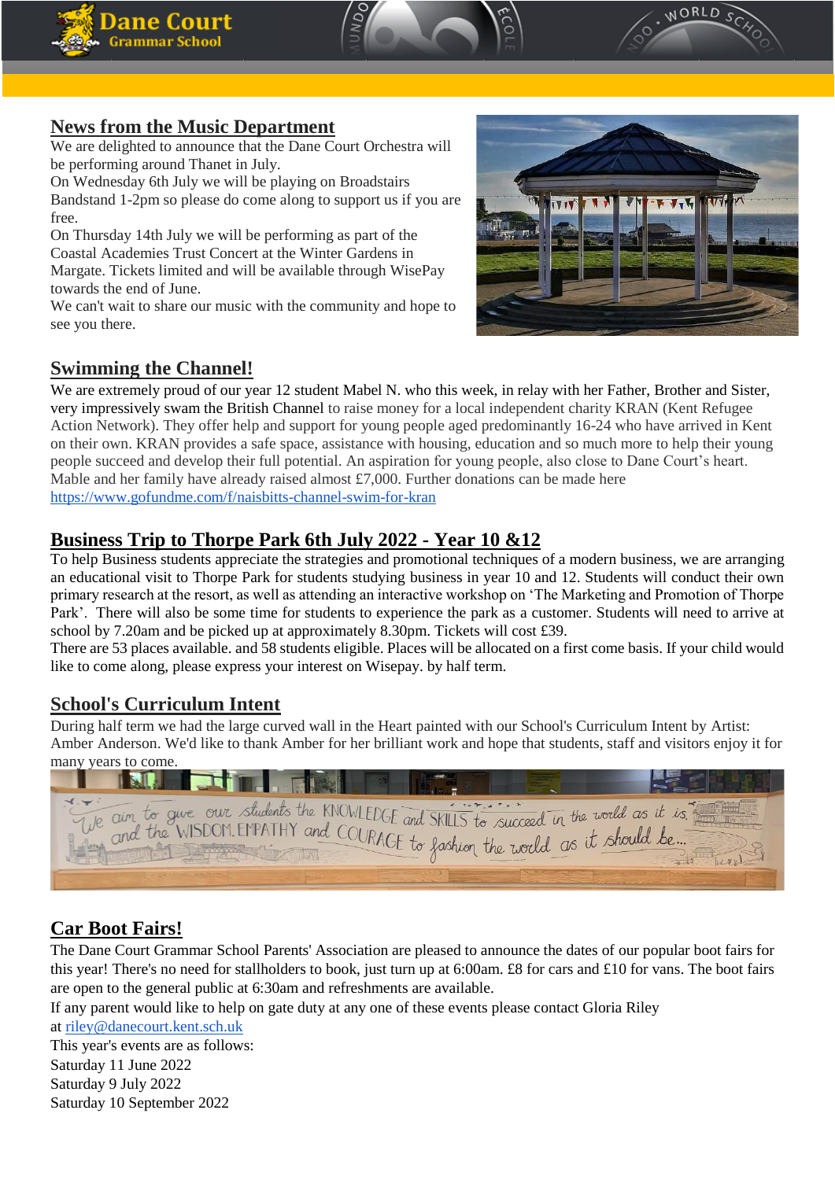## News from the Music Department

We are delighted to announce that the Dane Court Orchestra will be performing around Thanet in July.

On Wednesday 6th July we will be playing on Broadstairs Bandstand 1-2pm so please do come along to support us if you are free.

On Thursday 14th July we will be performing as part of the Coastal Academies Trust Concert at the Winter Gardens in Margate. Tickets limited and will be available through WisePay towards the end of June.

We can't wait to share our music with the community and hope to see you there.

## Swimming the Channel!

We are extremely proud of our year 12 student Mabel N. who this week, in relay with her Father, Brother and Sister, very impressively swam the British Channel to raise money for a local independent charity KRAN (Kent Refugee Action Network). They offer help and support for young people aged predominantly 16-24 who have arrived in Kent on their own. KRAN provides a safe space, assistance with housing, education and so much more to help their young people succeed and develop their full potential. An aspiration for young people, also close to Dane Court's heart. Mable and her family have already raised almost £7,000. Further donations can be made here https://www.gofundme.com/f/naisbitts-channel-swim-for-kran

## Business Trip to Thorpe Park 6th July 2022 - Year 10 &12

To help Business students appreciate the strategies and promotional techniques of a modern business, we are arranging an educational visit to Thorpe Park for students studying business in year 10 and 12. Students will conduct their own primary research at the resort, as well as attending an interactive workshop on 'The Marketing and Promotion of Thorpe Park'. There will also be some time for students to experience the park as a customer. Students will need to arrive at school by 7.20am and be picked up at approximately 8.30pm. Tickets will cost £39.

There are 53 places available. and 58 students eligible. Places will be allocated on a first come basis. If your child would like to come along, please express your interest on Wisepay. by half term.

## School's Curriculum Intent

During half term we had the large curved wall in the Heart painted with our School's Curriculum Intent by Artist: Amber Anderson. We'd like to thank Amber for her brilliant work and hope that students, staff and visitors enjoy it for many years to come.

## Car Boot Fairs!

The Dane Court Grammar School Parents' Association are pleased to announce the dates of our popular boot fairs for this year! There's no need for stallholders to book, just turn up at 6:00am. £8 for cars and £10 for vans. The boot fairs are open to the general public at 6:30am and refreshments are available.

If any parent would like to help on gate duty at any one of these events please contact Gloria Riley at riley@danecourt.kent.sch.uk

This year's events are as follows:

Saturday 11 June 2022

Saturday 9 July 2022

Saturday 10 September 2022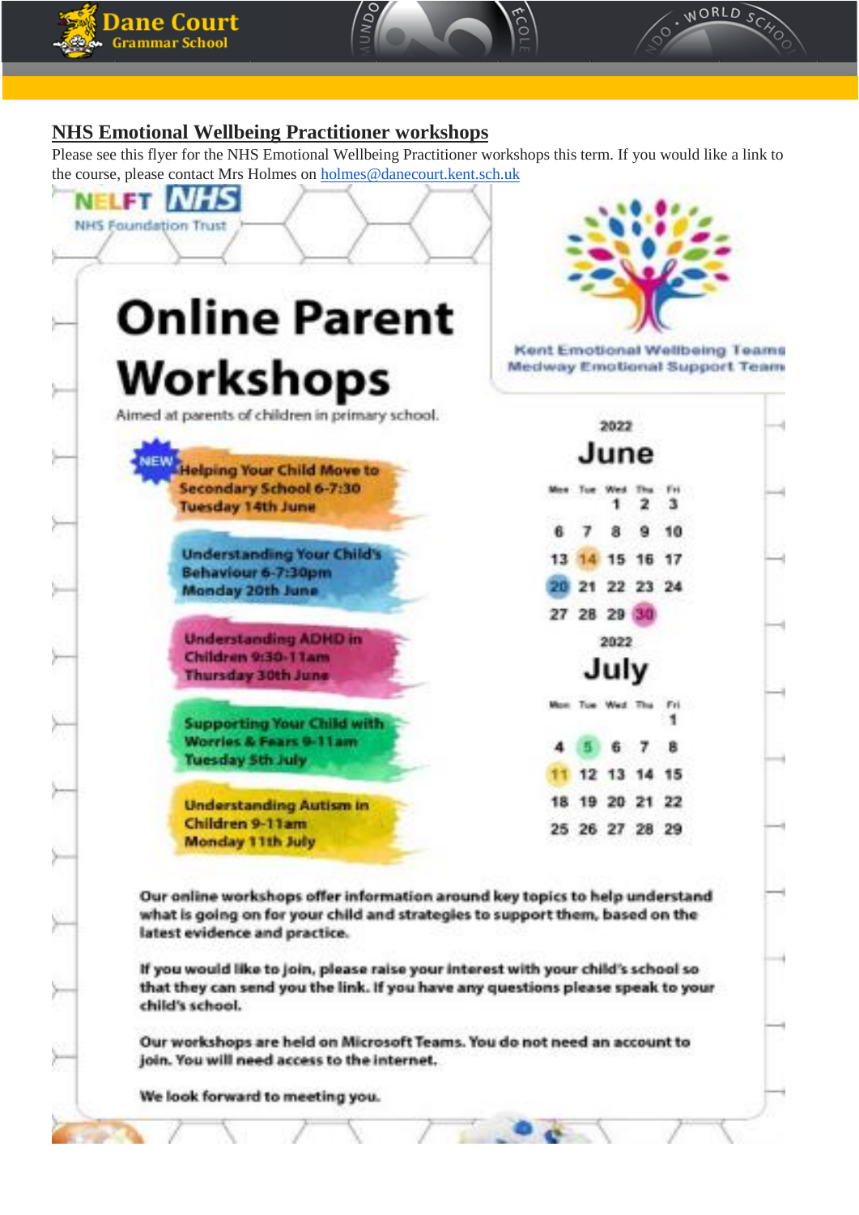## NHS Emotional Wellbeing Practitioner workshops

Please see this flyer for the NHS Emotional Wellbeing Practitioner workshops this term. If you would like a link to the course, please contact Mrs Holmes on [holmes@danecourt.kent.sch.uk](mailto:holmes@danecourt.kent.sch.uk)

NELFT NHS
NHS Foundation Trust

Kent Emotional Wellbeing Teams
Medway Emotional Support Team

# Online Parent Workshops

Aimed at parents of children in primary school.

- **NEW** **Helping Your Child Move to Secondary School 6-7:30 Tuesday 14th June**
- **Understanding Your Child's Behaviour 6-7:30pm Monday 20th June**
- **Understanding ADHD in Children 9:30-11am Thursday 30th June**
- **Supporting Your Child with Worries & Fears 9-11am Tuesday 5th July**
- **Understanding Autism in Children 9-11am Monday 11th July**

2022
**June**

| Mon | Tue | Wed | Thu | Fri |
|---|---|---|---|---|
| | | 1 | 2 | 3 |
| 6 | 7 | 8 | 9 | 10 |
| 13 | 14 | 15 | 16 | 17 |
| 20 | 21 | 22 | 23 | 24 |
| 27 | 28 | 29 | 30 | |

2022
**July**

| Mon | Tue | Wed | Thu | Fri |
|---|---|---|---|---|
| | | | | 1 |
| 4 | 5 | 6 | 7 | 8 |
| 11 | 12 | 13 | 14 | 15 |
| 18 | 19 | 20 | 21 | 22 |
| 25 | 26 | 27 | 28 | 29 |

Our online workshops offer information around key topics to help understand what is going on for your child and strategies to support them, based on the latest evidence and practice.

If you would like to join, please raise your interest with your child's school so that they can send you the link. If you have any questions please speak to your child's school.

Our workshops are held on Microsoft Teams. You do not need an account to join. You will need access to the internet.

We look forward to meeting you.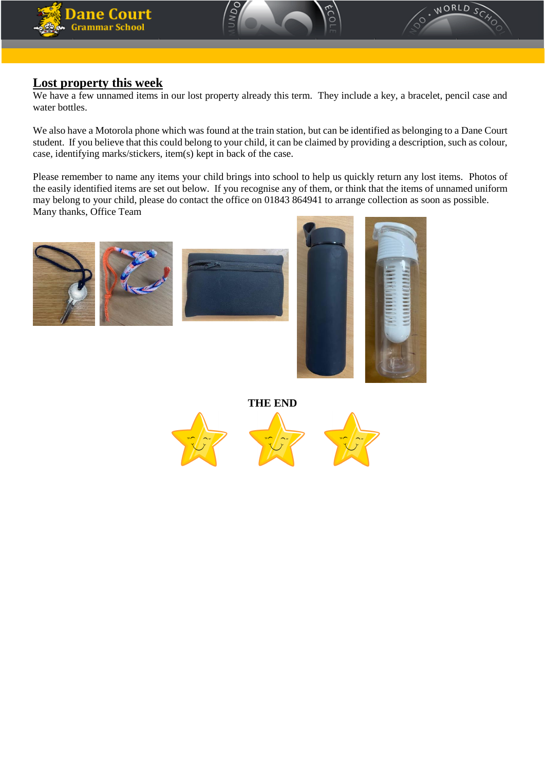## Lost property this week

We have a few unnamed items in our lost property already this term. They include a key, a bracelet, pencil case and water bottles.

We also have a Motorola phone which was found at the train station, but can be identified as belonging to a Dane Court student. If you believe that this could belong to your child, it can be claimed by providing a description, such as colour, case, identifying marks/stickers, item(s) kept in back of the case.

Please remember to name any items your child brings into school to help us quickly return any lost items. Photos of the easily identified items are set out below. If you recognise any of them, or think that the items of unnamed uniform may belong to your child, please do contact the office on 01843 864941 to arrange collection as soon as possible.
Many thanks, Office Team

**THE END**